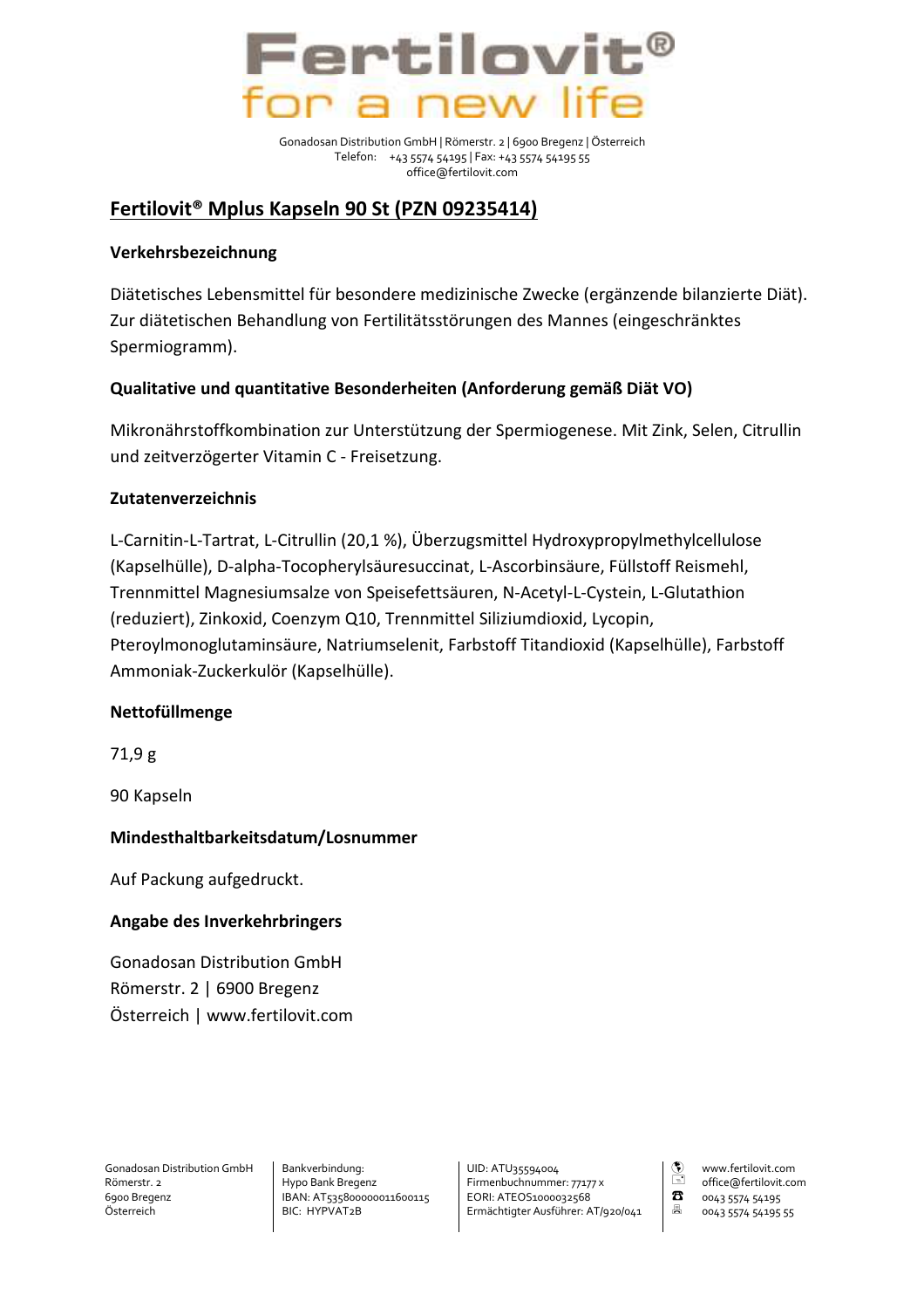# Fertilovit® for a new life

Gonadosan Distribution GmbH | Römerstr. 2 | 6900 Bregenz | Österreich
Telefon: +43 5574 54195 | Fax: +43 5574 54195 55
office@fertilovit.com

## Fertilovit® Mplus Kapseln 90 St (PZN 09235414)

### Verkehrsbezeichnung

Diätetisches Lebensmittel für besondere medizinische Zwecke (ergänzende bilanzierte Diät). Zur diätetischen Behandlung von Fertilitätsstörungen des Mannes (eingeschränktes Spermiogramm).

### Qualitative und quantitative Besonderheiten (Anforderung gemäß Diät VO)

Mikronährstoffkombination zur Unterstützung der Spermiogenese. Mit Zink, Selen, Citrullin und zeitverzögerter Vitamin C - Freisetzung.

### Zutatenverzeichnis

L-Carnitin-L-Tartrat, L-Citrullin (20,1 %), Überzugsmittel Hydroxypropylmethylcellulose (Kapselhülle), D-alpha-Tocopherylsäuresuccinat, L-Ascorbinsäure, Füllstoff Reismehl, Trennmittel Magnesiumsalze von Speisefettsäuren, N-Acetyl-L-Cystein, L-Glutathion (reduziert), Zinkoxid, Coenzym Q10, Trennmittel Siliziumdioxid, Lycopin, Pteroylmonoglutaminsäure, Natriumselenit, Farbstoff Titandioxid (Kapselhülle), Farbstoff Ammoniak-Zuckerkulör (Kapselhülle).

### Nettofüllmenge

71,9 g

90 Kapseln

### Mindesthaltbarkeitsdatum/Losnummer

Auf Packung aufgedruckt.

### Angabe des Inverkehrbringers

Gonadosan Distribution GmbH
Römerstr. 2 | 6900 Bregenz
Österreich | www.fertilovit.com

Gonadosan Distribution GmbH
Römerstr. 2
6900 Bregenz
Österreich

Bankverbindung:
Hypo Bank Bregenz
IBAN: AT535800000011600115
BIC: HYPVAT2B

UID: ATU35594004
Firmenbuchnummer: 77177 x
EORI: ATEOS1000032568
Ermächtigter Ausführer: AT/920/041

www.fertilovit.com
office@fertilovit.com
0043 5574 54195
0043 5574 54195 55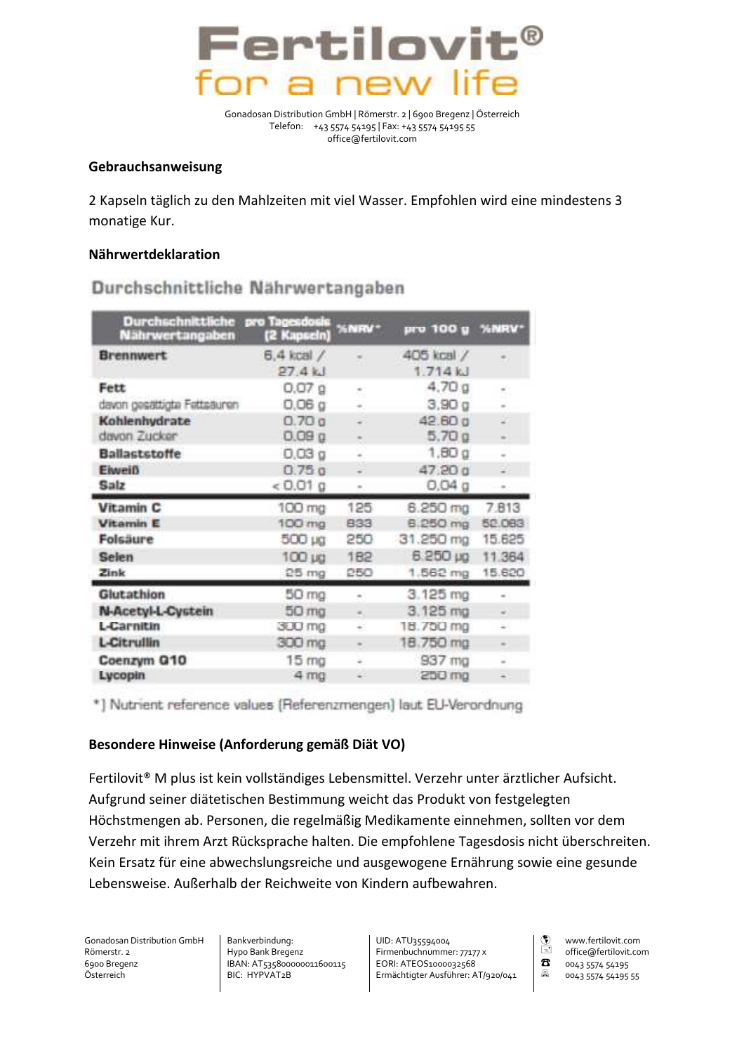# Fertilovit®
for a new life

Gonadosan Distribution GmbH | Römerstr. 2 | 6900 Bregenz | Österreich
Telefon: +43 5574 54195 | Fax: +43 5574 54195 55
office@fertilovit.com

**Gebrauchsanweisung**

2 Kapseln täglich zu den Mahlzeiten mit viel Wasser. Empfohlen wird eine mindestens 3 monatige Kur.

**Nährwertdeklaration**

## Durchschnittliche Nährwertangaben

| Durchschnittliche Nährwertangaben | pro Tagesdosis (2 Kapseln) | %NRV* | pro 100 g | %NRV* |
|---|---|---|---|---|
| **Brennwert** | 6,4 kcal / 27,4 kJ | - | 405 kcal / 1.714 kJ | - |
| **Fett** | 0,07 g | - | 4,70 g | - |
| davon gesättigte Fettsäuren | 0,06 g | - | 3,90 g | - |
| **Kohlenhydrate** | 0,70 g | - | 42,60 g | - |
| davon Zucker | 0,09 g | - | 5,70 g | - |
| **Ballaststoffe** | 0,03 g | - | 1,80 g | - |
| **Eiweiß** | 0,75 g | - | 47,20 g | - |
| **Salz** | < 0,01 g | - | 0,04 g | - |
| **Vitamin C** | 100 mg | 125 | 6.250 mg | 7.813 |
| **Vitamin E** | 100 mg | 833 | 6.250 mg | 52.083 |
| **Folsäure** | 500 µg | 250 | 31.250 mg | 15.625 |
| **Selen** | 100 µg | 182 | 6.250 µg | 11.364 |
| **Zink** | 25 mg | 250 | 1.562 mg | 15.620 |
| **Glutathion** | 50 mg | - | 3.125 mg | - |
| **N-Acetyl-L-Cystein** | 50 mg | - | 3.125 mg | - |
| **L-Carnitin** | 300 mg | - | 18.750 mg | - |
| **L-Citrullin** | 300 mg | - | 18.750 mg | - |
| **Coenzym Q10** | 15 mg | - | 937 mg | - |
| **Lycopin** | 4 mg | - | 250 mg | - |

*) Nutrient reference values (Referenzmengen) laut EU-Verordnung

**Besondere Hinweise (Anforderung gemäß Diät VO)**

Fertilovit® M plus ist kein vollständiges Lebensmittel. Verzehr unter ärztlicher Aufsicht. Aufgrund seiner diätetischen Bestimmung weicht das Produkt von festgelegten Höchstmengen ab. Personen, die regelmäßig Medikamente einnehmen, sollten vor dem Verzehr mit ihrem Arzt Rücksprache halten. Die empfohlene Tagesdosis nicht überschreiten. Kein Ersatz für eine abwechslungsreiche und ausgewogene Ernährung sowie eine gesunde Lebensweise. Außerhalb der Reichweite von Kindern aufbewahren.

Gonadosan Distribution GmbH
Römerstr. 2
6900 Bregenz
Österreich

Bankverbindung:
Hypo Bank Bregenz
IBAN: AT535800000011600115
BIC: HYPVAT2B

UID: ATU35594004
Firmenbuchnummer: 77177 x
EORI: ATEOS1000032568
Ermächtigter Ausführer: AT/920/041

www.fertilovit.com
office@fertilovit.com
0043 5574 54195
0043 5574 54195 55